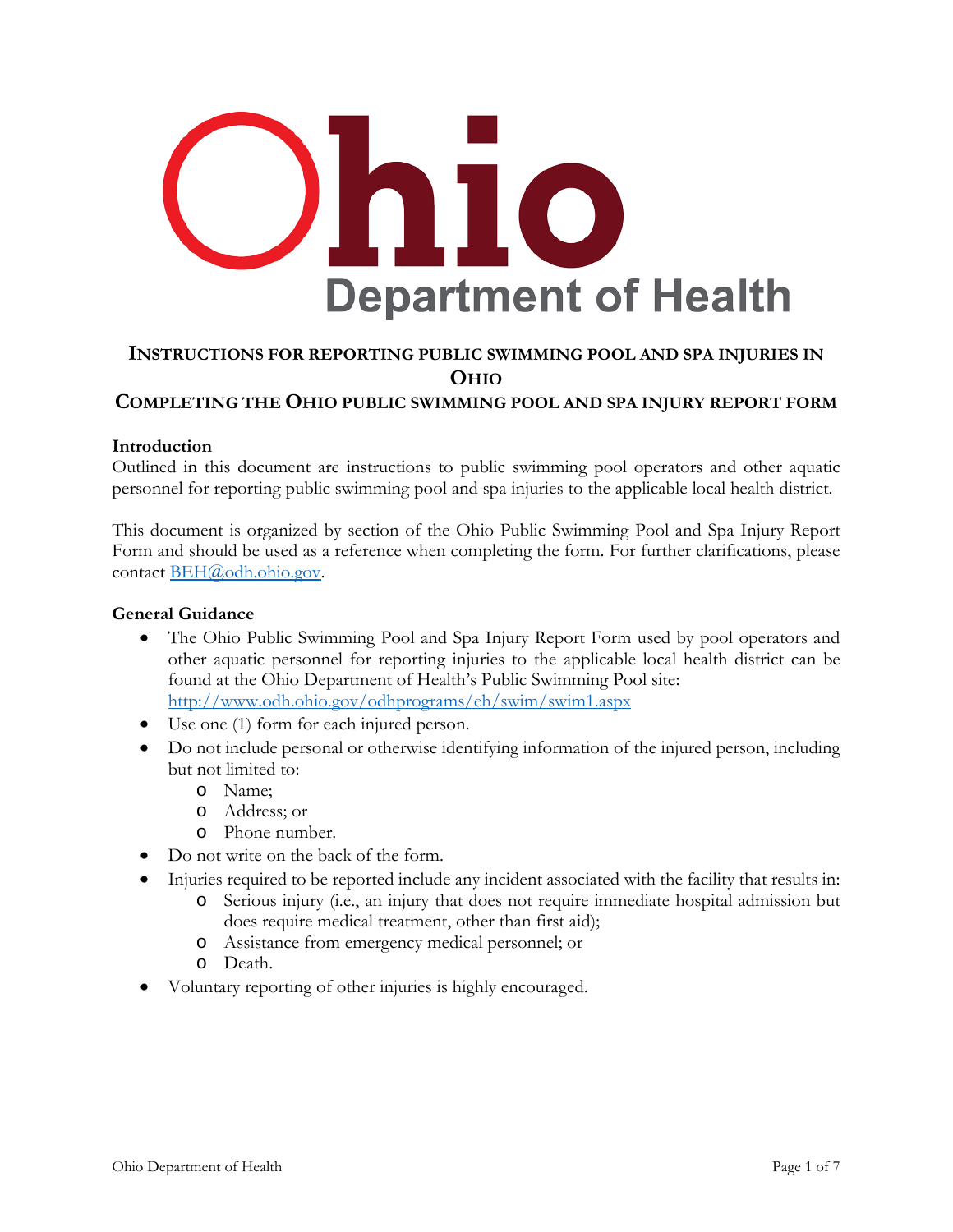# Ohio Department of Health

## INSTRUCTIONS FOR REPORTING PUBLIC SWIMMING POOL AND SPA INJURIES IN OHIO

## COMPLETING THE OHIO PUBLIC SWIMMING POOL AND SPA INJURY REPORT FORM

**Introduction**

Outlined in this document are instructions to public swimming pool operators and other aquatic personnel for reporting public swimming pool and spa injuries to the applicable local health district.

This document is organized by section of the Ohio Public Swimming Pool and Spa Injury Report Form and should be used as a reference when completing the form. For further clarifications, please contact [BEH@odh.ohio.gov](mailto:BEH@odh.ohio.gov).

**General Guidance**

- The Ohio Public Swimming Pool and Spa Injury Report Form used by pool operators and other aquatic personnel for reporting injuries to the applicable local health district can be found at the Ohio Department of Health's Public Swimming Pool site: [http://www.odh.ohio.gov/odhprograms/eh/swim/swim1.aspx](http://www.odh.ohio.gov/odhprograms/eh/swim/swim1.aspx)
- Use one (1) form for each injured person.
- Do not include personal or otherwise identifying information of the injured person, including but not limited to:
  - Name;
  - Address; or
  - Phone number.
- Do not write on the back of the form.
- Injuries required to be reported include any incident associated with the facility that results in:
  - Serious injury (i.e., an injury that does not require immediate hospital admission but does require medical treatment, other than first aid);
  - Assistance from emergency medical personnel; or
  - Death.
- Voluntary reporting of other injuries is highly encouraged.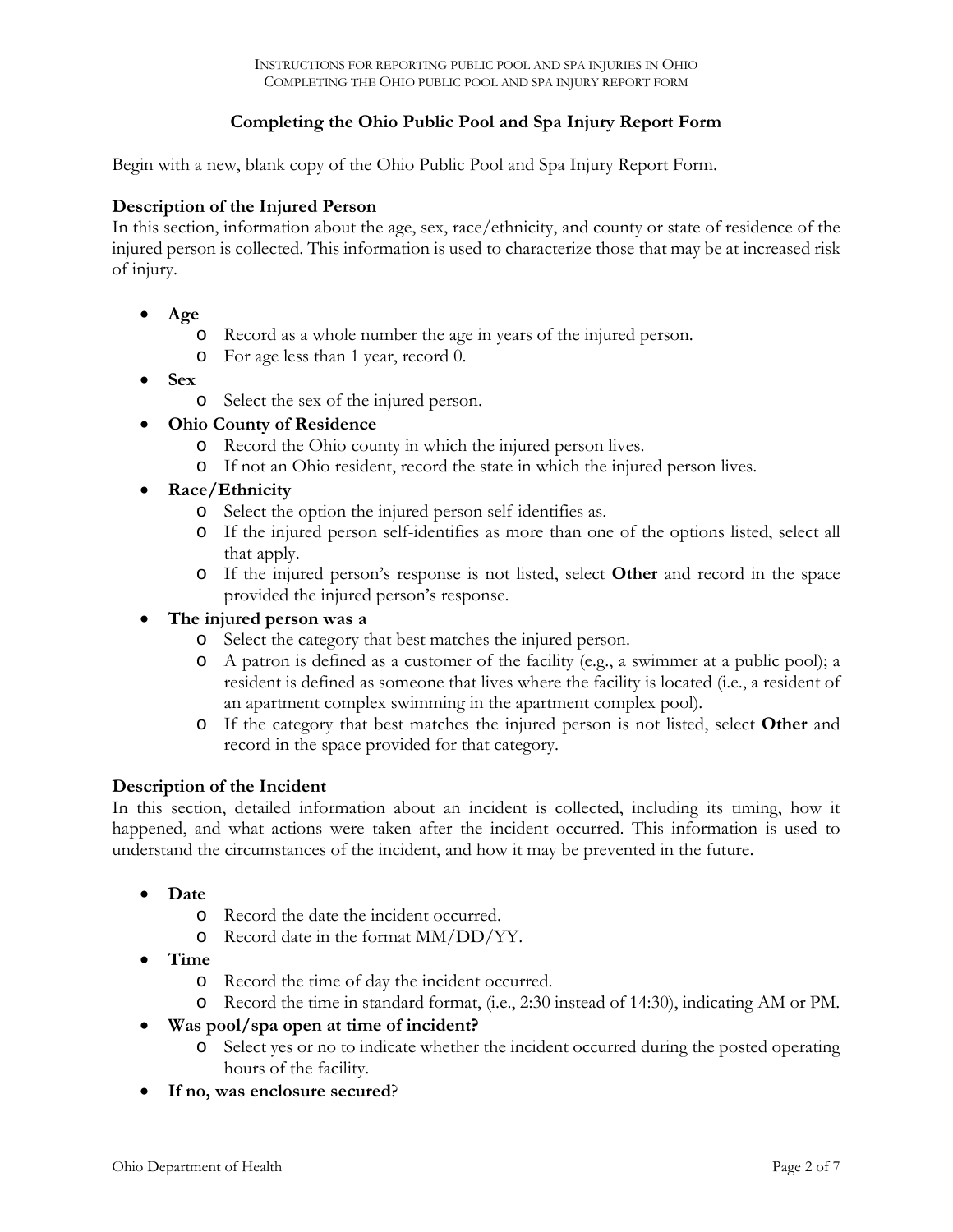## Completing the Ohio Public Pool and Spa Injury Report Form

Begin with a new, blank copy of the Ohio Public Pool and Spa Injury Report Form.

### Description of the Injured Person

In this section, information about the age, sex, race/ethnicity, and county or state of residence of the injured person is collected. This information is used to characterize those that may be at increased risk of injury.

- **Age**
  - Record as a whole number the age in years of the injured person.
  - For age less than 1 year, record 0.
- **Sex**
  - Select the sex of the injured person.
- **Ohio County of Residence**
  - Record the Ohio county in which the injured person lives.
  - If not an Ohio resident, record the state in which the injured person lives.
- **Race/Ethnicity**
  - Select the option the injured person self-identifies as.
  - If the injured person self-identifies as more than one of the options listed, select all that apply.
  - If the injured person's response is not listed, select **Other** and record in the space provided the injured person's response.
- **The injured person was a**
  - Select the category that best matches the injured person.
  - A patron is defined as a customer of the facility (e.g., a swimmer at a public pool); a resident is defined as someone that lives where the facility is located (i.e., a resident of an apartment complex swimming in the apartment complex pool).
  - If the category that best matches the injured person is not listed, select **Other** and record in the space provided for that category.

### Description of the Incident

In this section, detailed information about an incident is collected, including its timing, how it happened, and what actions were taken after the incident occurred. This information is used to understand the circumstances of the incident, and how it may be prevented in the future.

- **Date**
  - Record the date the incident occurred.
  - Record date in the format MM/DD/YY.
- **Time**
  - Record the time of day the incident occurred.
  - Record the time in standard format, (i.e., 2:30 instead of 14:30), indicating AM or PM.
- **Was pool/spa open at time of incident?**
  - Select yes or no to indicate whether the incident occurred during the posted operating hours of the facility.
- **If no, was enclosure secured**?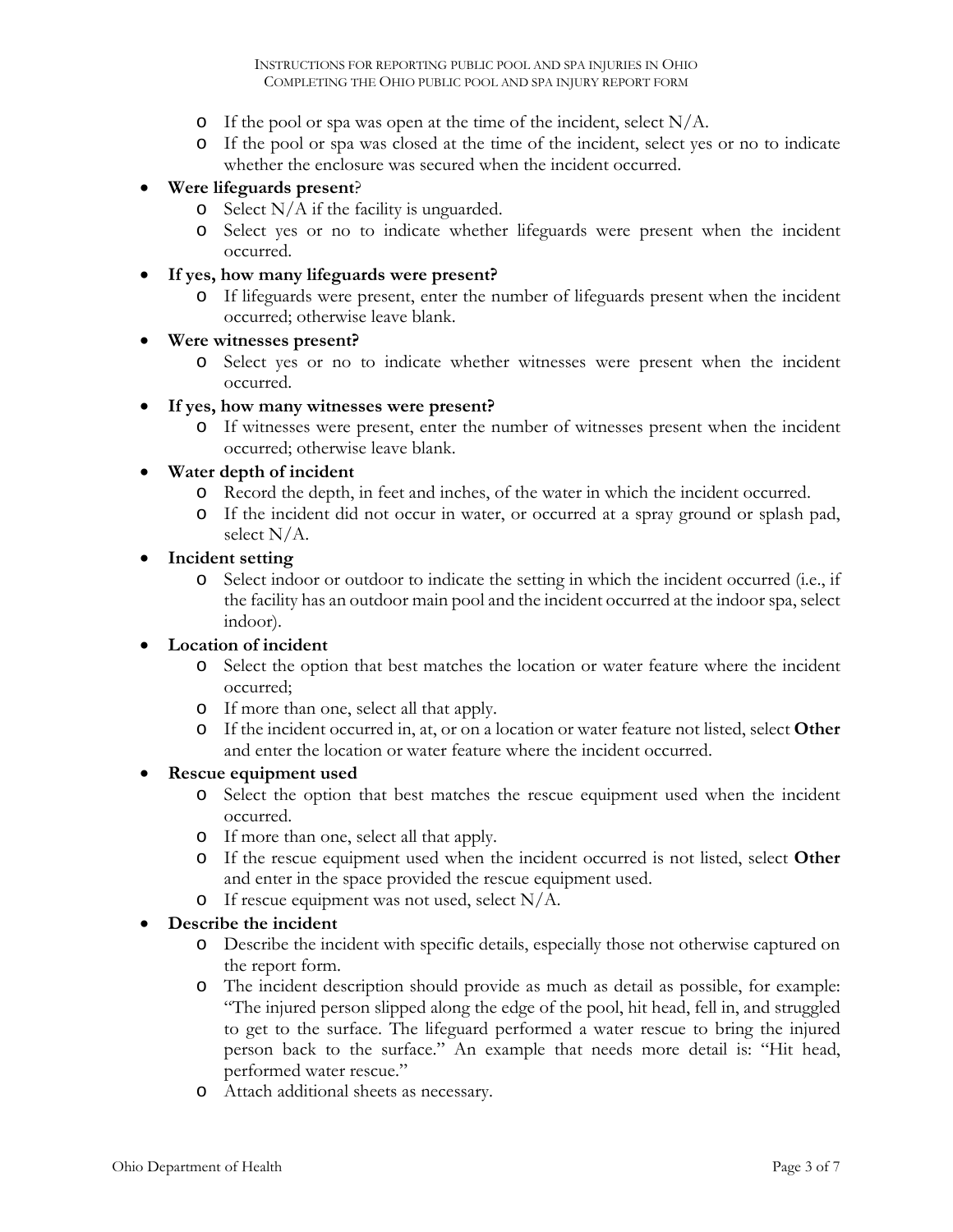- If the pool or spa was open at the time of the incident, select N/A.
- If the pool or spa was closed at the time of the incident, select yes or no to indicate whether the enclosure was secured when the incident occurred.

- **Were lifeguards present**?
  - Select N/A if the facility is unguarded.
  - Select yes or no to indicate whether lifeguards were present when the incident occurred.
- **If yes, how many lifeguards were present?**
  - If lifeguards were present, enter the number of lifeguards present when the incident occurred; otherwise leave blank.
- **Were witnesses present?**
  - Select yes or no to indicate whether witnesses were present when the incident occurred.
- **If yes, how many witnesses were present?**
  - If witnesses were present, enter the number of witnesses present when the incident occurred; otherwise leave blank.
- **Water depth of incident**
  - Record the depth, in feet and inches, of the water in which the incident occurred.
  - If the incident did not occur in water, or occurred at a spray ground or splash pad, select N/A.
- **Incident setting**
  - Select indoor or outdoor to indicate the setting in which the incident occurred (i.e., if the facility has an outdoor main pool and the incident occurred at the indoor spa, select indoor).
- **Location of incident**
  - Select the option that best matches the location or water feature where the incident occurred;
  - If more than one, select all that apply.
  - If the incident occurred in, at, or on a location or water feature not listed, select **Other** and enter the location or water feature where the incident occurred.
- **Rescue equipment used**
  - Select the option that best matches the rescue equipment used when the incident occurred.
  - If more than one, select all that apply.
  - If the rescue equipment used when the incident occurred is not listed, select **Other** and enter in the space provided the rescue equipment used.
  - If rescue equipment was not used, select N/A.
- **Describe the incident**
  - Describe the incident with specific details, especially those not otherwise captured on the report form.
  - The incident description should provide as much as detail as possible, for example: "The injured person slipped along the edge of the pool, hit head, fell in, and struggled to get to the surface. The lifeguard performed a water rescue to bring the injured person back to the surface." An example that needs more detail is: "Hit head, performed water rescue."
  - Attach additional sheets as necessary.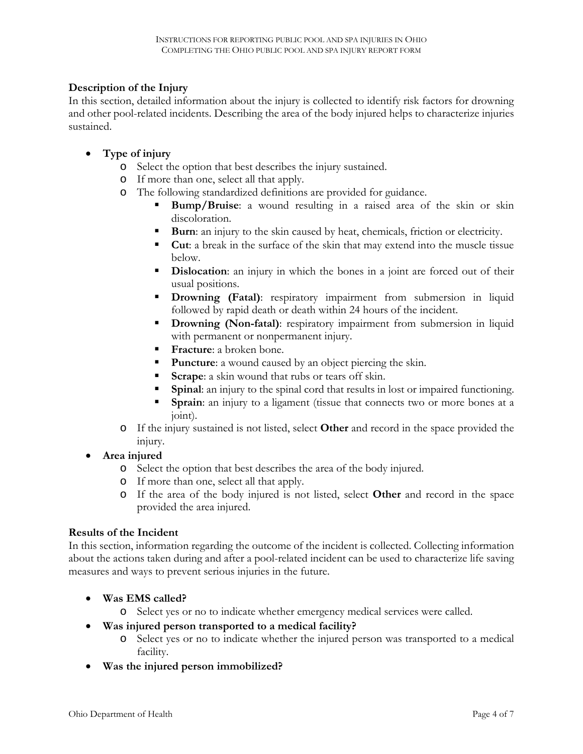### Description of the Injury

In this section, detailed information about the injury is collected to identify risk factors for drowning and other pool-related incidents. Describing the area of the body injured helps to characterize injuries sustained.

- **Type of injury**
  - Select the option that best describes the injury sustained.
  - If more than one, select all that apply.
  - The following standardized definitions are provided for guidance.
    - **Bump/Bruise**: a wound resulting in a raised area of the skin or skin discoloration.
    - **Burn**: an injury to the skin caused by heat, chemicals, friction or electricity.
    - **Cut**: a break in the surface of the skin that may extend into the muscle tissue below.
    - **Dislocation**: an injury in which the bones in a joint are forced out of their usual positions.
    - **Drowning (Fatal)**: respiratory impairment from submersion in liquid followed by rapid death or death within 24 hours of the incident.
    - **Drowning (Non-fatal)**: respiratory impairment from submersion in liquid with permanent or nonpermanent injury.
    - **Fracture**: a broken bone.
    - **Puncture**: a wound caused by an object piercing the skin.
    - **Scrape**: a skin wound that rubs or tears off skin.
    - **Spinal**: an injury to the spinal cord that results in lost or impaired functioning.
    - **Sprain**: an injury to a ligament (tissue that connects two or more bones at a joint).
  - If the injury sustained is not listed, select **Other** and record in the space provided the injury.
- **Area injured**
  - Select the option that best describes the area of the body injured.
  - If more than one, select all that apply.
  - If the area of the body injured is not listed, select **Other** and record in the space provided the area injured.

### Results of the Incident

In this section, information regarding the outcome of the incident is collected. Collecting information about the actions taken during and after a pool-related incident can be used to characterize life saving measures and ways to prevent serious injuries in the future.

- **Was EMS called?**
  - Select yes or no to indicate whether emergency medical services were called.
- **Was injured person transported to a medical facility?**
  - Select yes or no to indicate whether the injured person was transported to a medical facility.
- **Was the injured person immobilized?**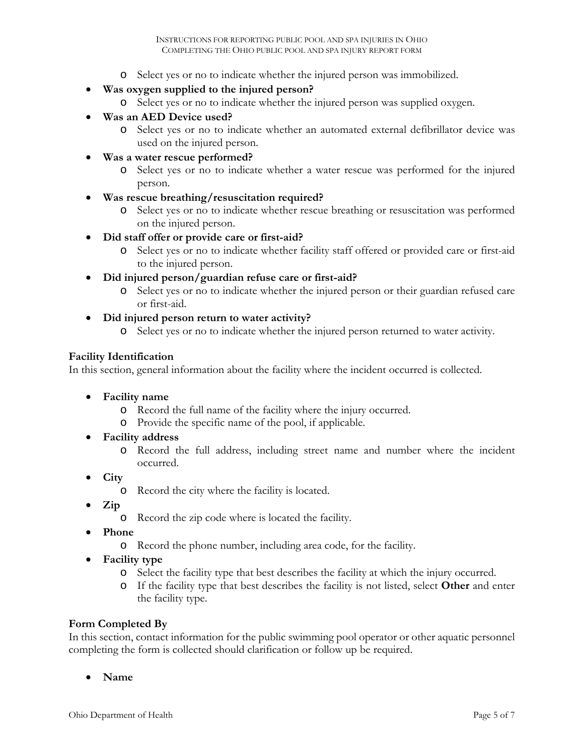- Select yes or no to indicate whether the injured person was immobilized.

- **Was oxygen supplied to the injured person?**
  - Select yes or no to indicate whether the injured person was supplied oxygen.
- **Was an AED Device used?**
  - Select yes or no to indicate whether an automated external defibrillator device was used on the injured person.
- **Was a water rescue performed?**
  - Select yes or no to indicate whether a water rescue was performed for the injured person.
- **Was rescue breathing/resuscitation required?**
  - Select yes or no to indicate whether rescue breathing or resuscitation was performed on the injured person.
- **Did staff offer or provide care or first-aid?**
  - Select yes or no to indicate whether facility staff offered or provided care or first-aid to the injured person.
- **Did injured person/guardian refuse care or first-aid?**
  - Select yes or no to indicate whether the injured person or their guardian refused care or first-aid.
- **Did injured person return to water activity?**
  - Select yes or no to indicate whether the injured person returned to water activity.

**Facility Identification**

In this section, general information about the facility where the incident occurred is collected.

- **Facility name**
  - Record the full name of the facility where the injury occurred.
  - Provide the specific name of the pool, if applicable.
- **Facility address**
  - Record the full address, including street name and number where the incident occurred.
- **City**
  - Record the city where the facility is located.
- **Zip**
  - Record the zip code where is located the facility.
- **Phone**
  - Record the phone number, including area code, for the facility.
- **Facility type**
  - Select the facility type that best describes the facility at which the injury occurred.
  - If the facility type that best describes the facility is not listed, select **Other** and enter the facility type.

**Form Completed By**

In this section, contact information for the public swimming pool operator or other aquatic personnel completing the form is collected should clarification or follow up be required.

- **Name**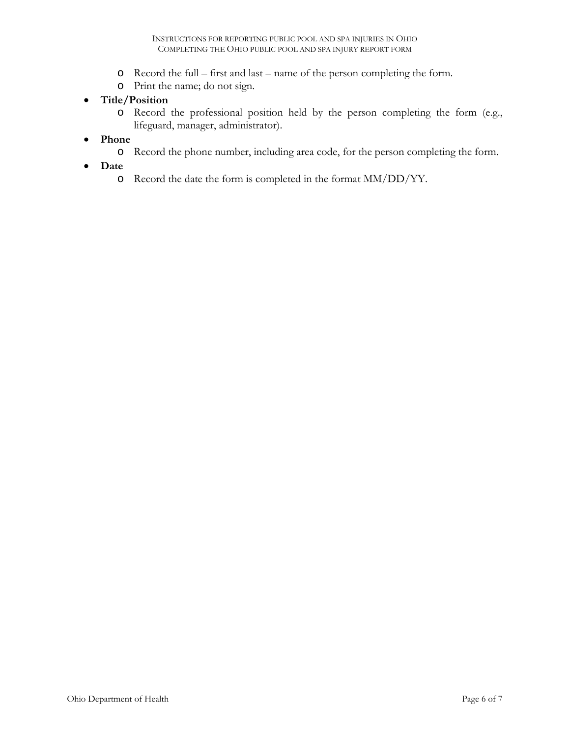- Record the full – first and last – name of the person completing the form.
  - Print the name; do not sign.
- **Title/Position**
  - Record the professional position held by the person completing the form (e.g., lifeguard, manager, administrator).
- **Phone**
  - Record the phone number, including area code, for the person completing the form.
- **Date**
  - Record the date the form is completed in the format MM/DD/YY.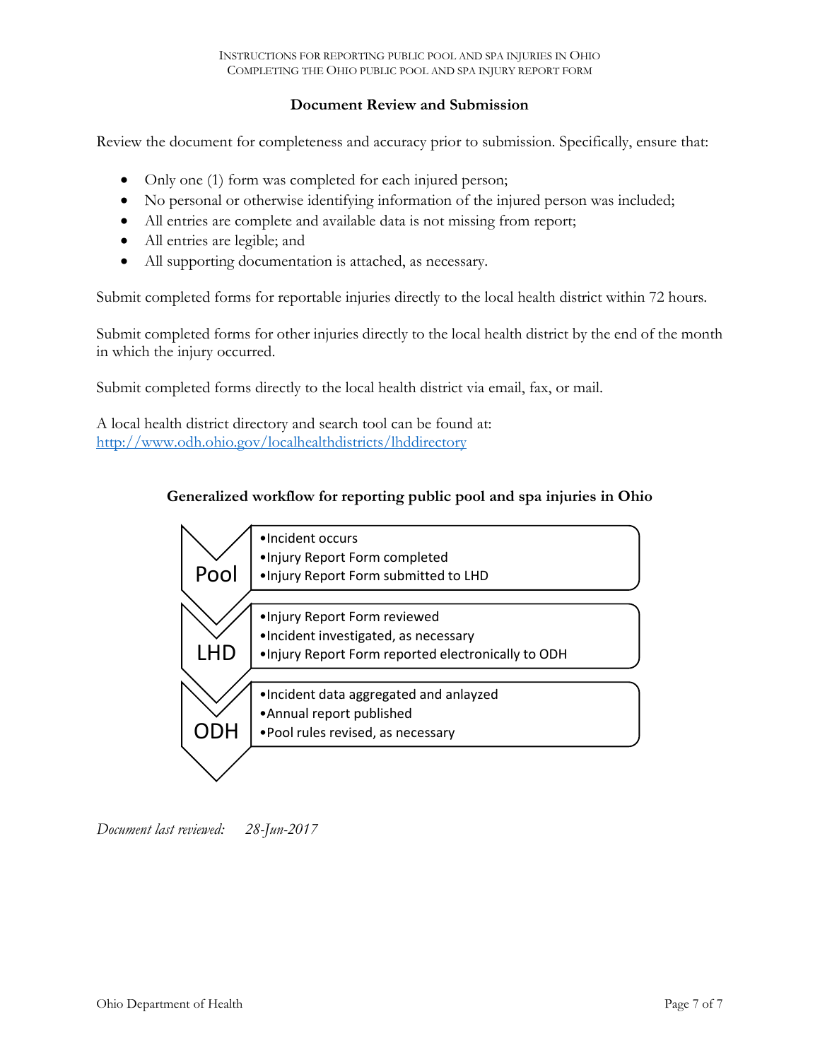## Document Review and Submission

Review the document for completeness and accuracy prior to submission. Specifically, ensure that:

- Only one (1) form was completed for each injured person;
- No personal or otherwise identifying information of the injured person was included;
- All entries are complete and available data is not missing from report;
- All entries are legible; and
- All supporting documentation is attached, as necessary.

Submit completed forms for reportable injuries directly to the local health district within 72 hours.

Submit completed forms for other injuries directly to the local health district by the end of the month in which the injury occurred.

Submit completed forms directly to the local health district via email, fax, or mail.

A local health district directory and search tool can be found at:
http://www.odh.ohio.gov/localhealthdistricts/lhddirectory

### Generalized workflow for reporting public pool and spa injuries in Ohio

Pool
- Incident occurs
- Injury Report Form completed
- Injury Report Form submitted to LHD

LHD
- Injury Report Form reviewed
- Incident investigated, as necessary
- Injury Report Form reported electronically to ODH

ODH
- Incident data aggregated and anlayzed
- Annual report published
- Pool rules revised, as necessary

*Document last reviewed: 28-Jun-2017*